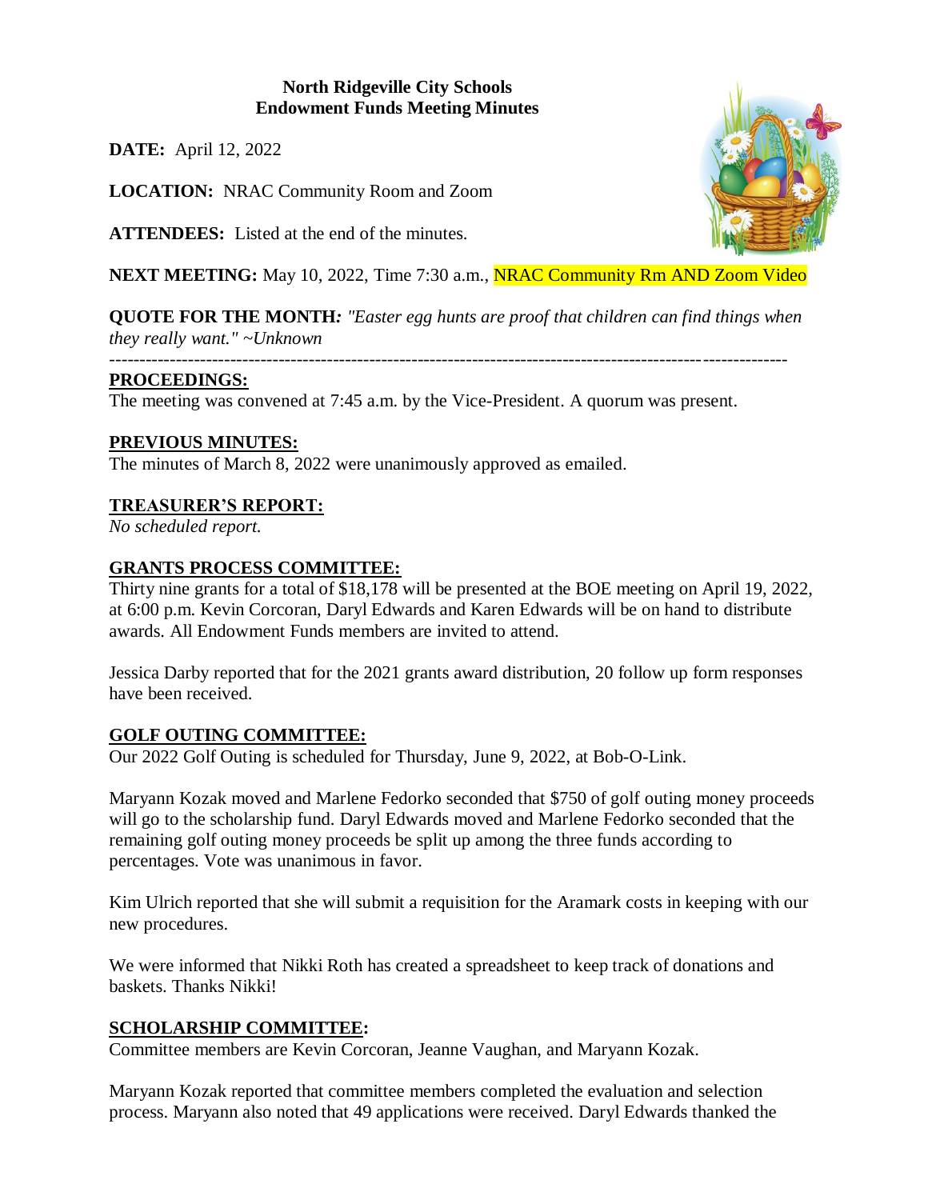**North Ridgeville City Schools**
**Endowment Funds Meeting Minutes**

**DATE:** April 12, 2022

**LOCATION:** NRAC Community Room and Zoom

**ATTENDEES:** Listed at the end of the minutes.

**NEXT MEETING:** May 10, 2022, Time 7:30 a.m., NRAC Community Rm AND Zoom Video

**QUOTE FOR THE MONTH***: "Easter egg hunts are proof that children can find things when they really want." ~Unknown*

---

## PROCEEDINGS:

The meeting was convened at 7:45 a.m. by the Vice-President. A quorum was present.

## PREVIOUS MINUTES:

The minutes of March 8, 2022 were unanimously approved as emailed.

## TREASURER'S REPORT:

*No scheduled report.*

## GRANTS PROCESS COMMITTEE:

Thirty nine grants for a total of $18,178 will be presented at the BOE meeting on April 19, 2022, at 6:00 p.m. Kevin Corcoran, Daryl Edwards and Karen Edwards will be on hand to distribute awards. All Endowment Funds members are invited to attend.

Jessica Darby reported that for the 2021 grants award distribution, 20 follow up form responses have been received.

## GOLF OUTING COMMITTEE:

Our 2022 Golf Outing is scheduled for Thursday, June 9, 2022, at Bob-O-Link.

Maryann Kozak moved and Marlene Fedorko seconded that $750 of golf outing money proceeds will go to the scholarship fund. Daryl Edwards moved and Marlene Fedorko seconded that the remaining golf outing money proceeds be split up among the three funds according to percentages. Vote was unanimous in favor.

Kim Ulrich reported that she will submit a requisition for the Aramark costs in keeping with our new procedures.

We were informed that Nikki Roth has created a spreadsheet to keep track of donations and baskets. Thanks Nikki!

## SCHOLARSHIP COMMITTEE:

Committee members are Kevin Corcoran, Jeanne Vaughan, and Maryann Kozak.

Maryann Kozak reported that committee members completed the evaluation and selection process. Maryann also noted that 49 applications were received. Daryl Edwards thanked the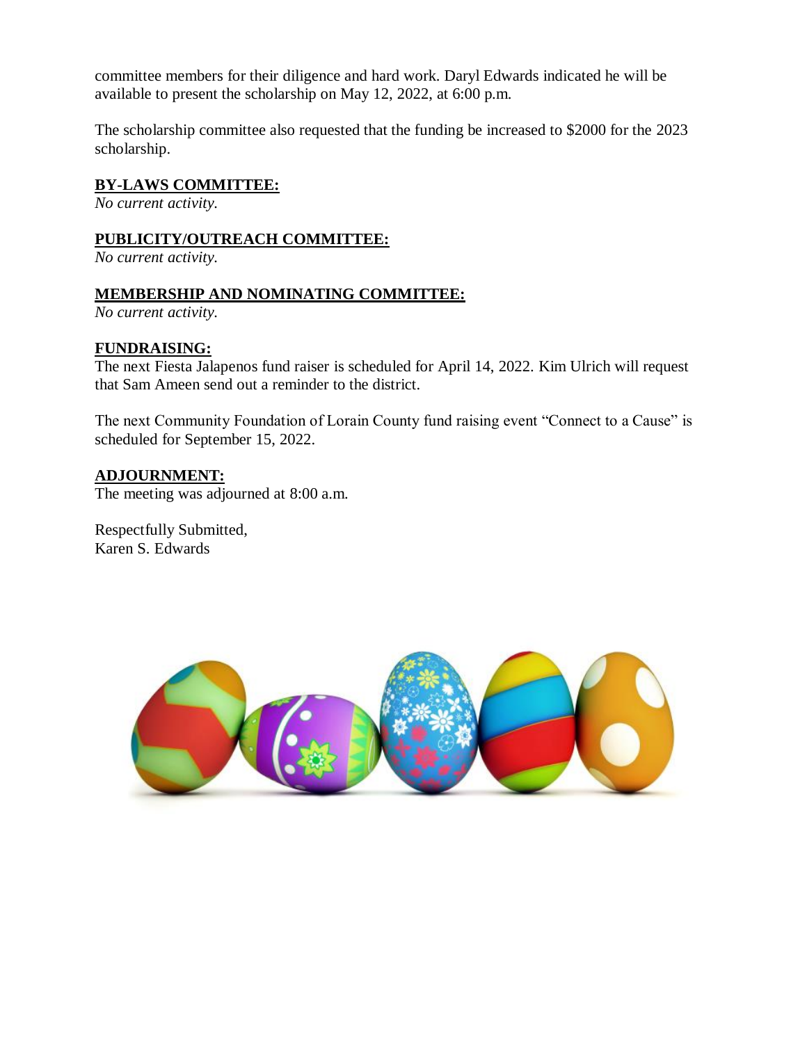committee members for their diligence and hard work. Daryl Edwards indicated he will be available to present the scholarship on May 12, 2022, at 6:00 p.m.

The scholarship committee also requested that the funding be increased to $2000 for the 2023 scholarship.

**BY-LAWS COMMITTEE:**

*No current activity.*

**PUBLICITY/OUTREACH COMMITTEE:**

*No current activity.*

**MEMBERSHIP AND NOMINATING COMMITTEE:**

*No current activity.*

**FUNDRAISING:**

The next Fiesta Jalapenos fund raiser is scheduled for April 14, 2022. Kim Ulrich will request that Sam Ameen send out a reminder to the district.

The next Community Foundation of Lorain County fund raising event "Connect to a Cause" is scheduled for September 15, 2022.

**ADJOURNMENT:**

The meeting was adjourned at 8:00 a.m.

Respectfully Submitted,
Karen S. Edwards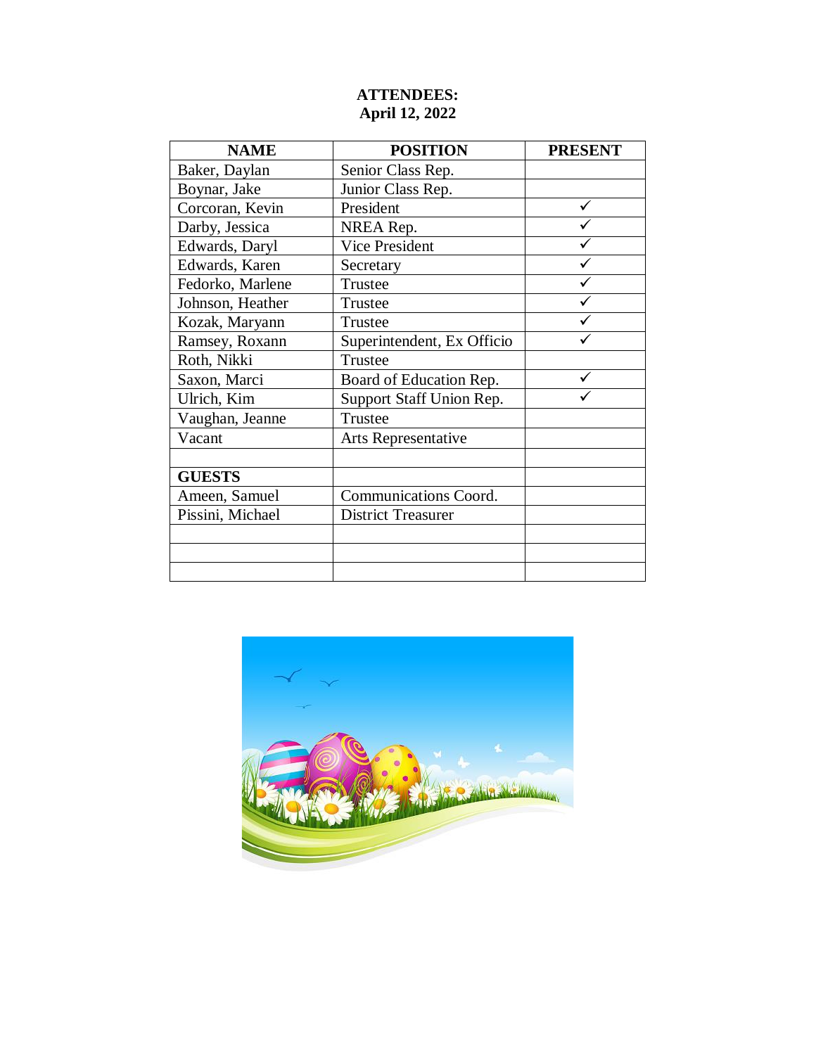**ATTENDEES:**
**April 12, 2022**

| NAME | POSITION | PRESENT |
|---|---|---|
| Baker, Daylan | Senior Class Rep. | |
| Boynar, Jake | Junior Class Rep. | |
| Corcoran, Kevin | President | ✓ |
| Darby, Jessica | NREA Rep. | ✓ |
| Edwards, Daryl | Vice President | ✓ |
| Edwards, Karen | Secretary | ✓ |
| Fedorko, Marlene | Trustee | ✓ |
| Johnson, Heather | Trustee | ✓ |
| Kozak, Maryann | Trustee | ✓ |
| Ramsey, Roxann | Superintendent, Ex Officio | ✓ |
| Roth, Nikki | Trustee | |
| Saxon, Marci | Board of Education Rep. | ✓ |
| Ulrich, Kim | Support Staff Union Rep. | ✓ |
| Vaughan, Jeanne | Trustee | |
| Vacant | Arts Representative | |
| | | |
| **GUESTS** | | |
| Ameen, Samuel | Communications Coord. | |
| Pissini, Michael | District Treasurer | |
| | | |
| | | |
| | | |